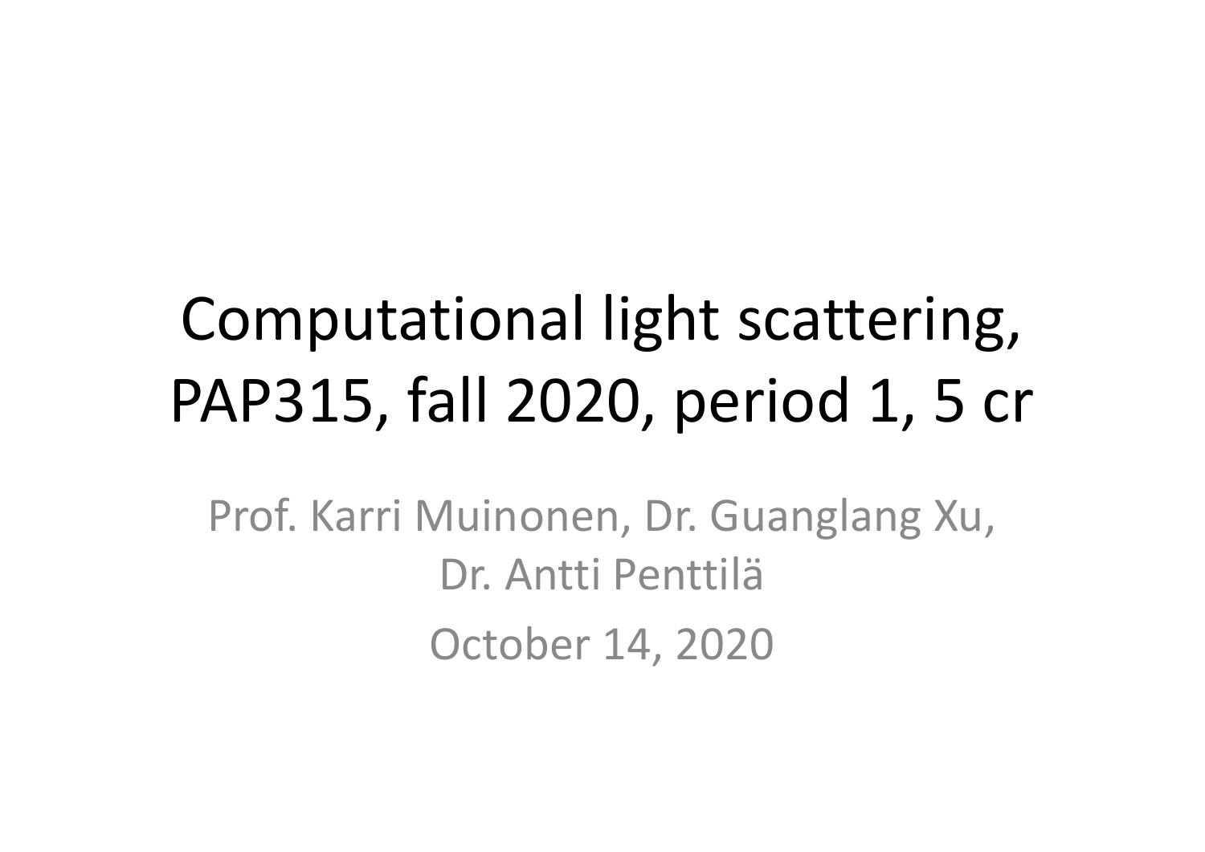# Computational light scattering, PAP315, fall 2020, period 1, 5 cr

Prof. Karri Muinonen, Dr. Guanglang Xu, Dr. Antti Penttilä

October 14, 2020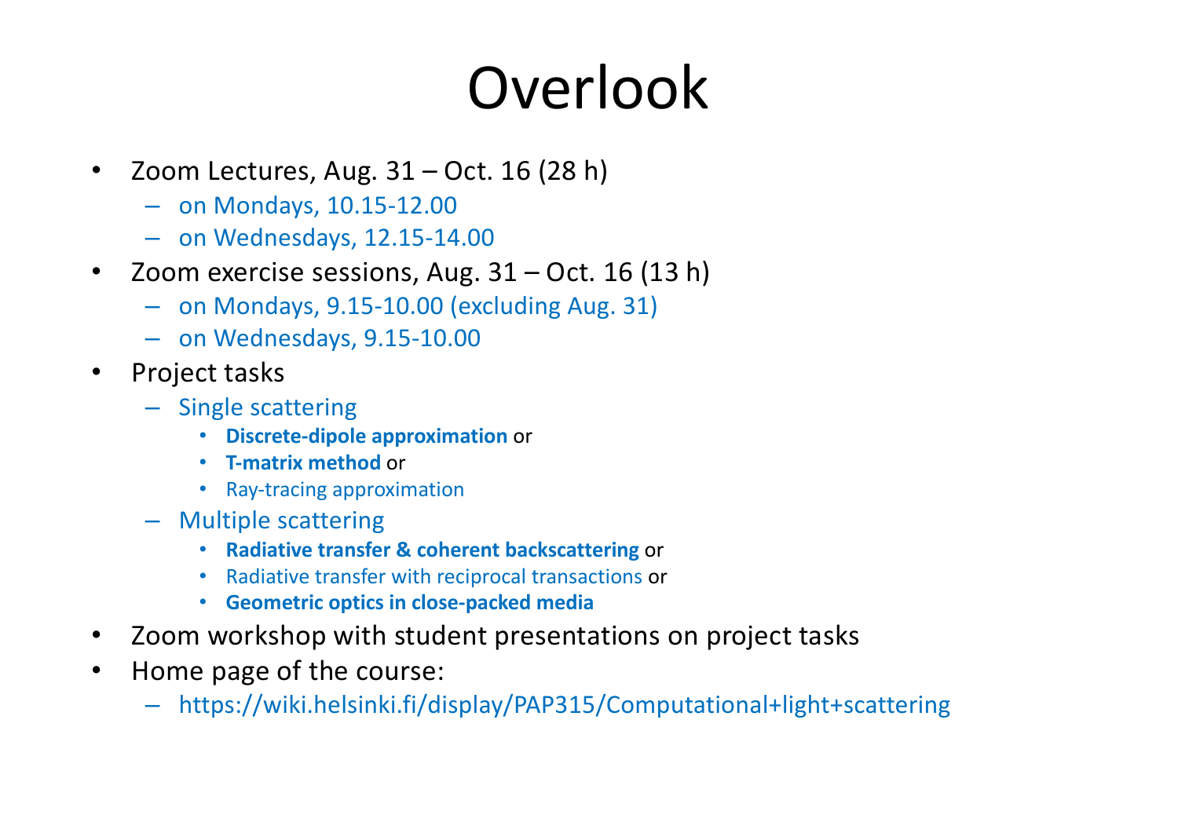# Overlook

- Zoom Lectures, Aug. 31 – Oct. 16 (28 h)
  - on Mondays, 10.15-12.00
  - on Wednesdays, 12.15-14.00
- Zoom exercise sessions, Aug. 31 – Oct. 16 (13 h)
  - on Mondays, 9.15-10.00 (excluding Aug. 31)
  - on Wednesdays, 9.15-10.00
- Project tasks
  - Single scattering
    - **Discrete-dipole approximation** or
    - **T-matrix method** or
    - Ray-tracing approximation
  - Multiple scattering
    - **Radiative transfer & coherent backscattering** or
    - Radiative transfer with reciprocal transactions or
    - **Geometric optics in close-packed media**
- Zoom workshop with student presentations on project tasks
- Home page of the course:
  - https://wiki.helsinki.fi/display/PAP315/Computational+light+scattering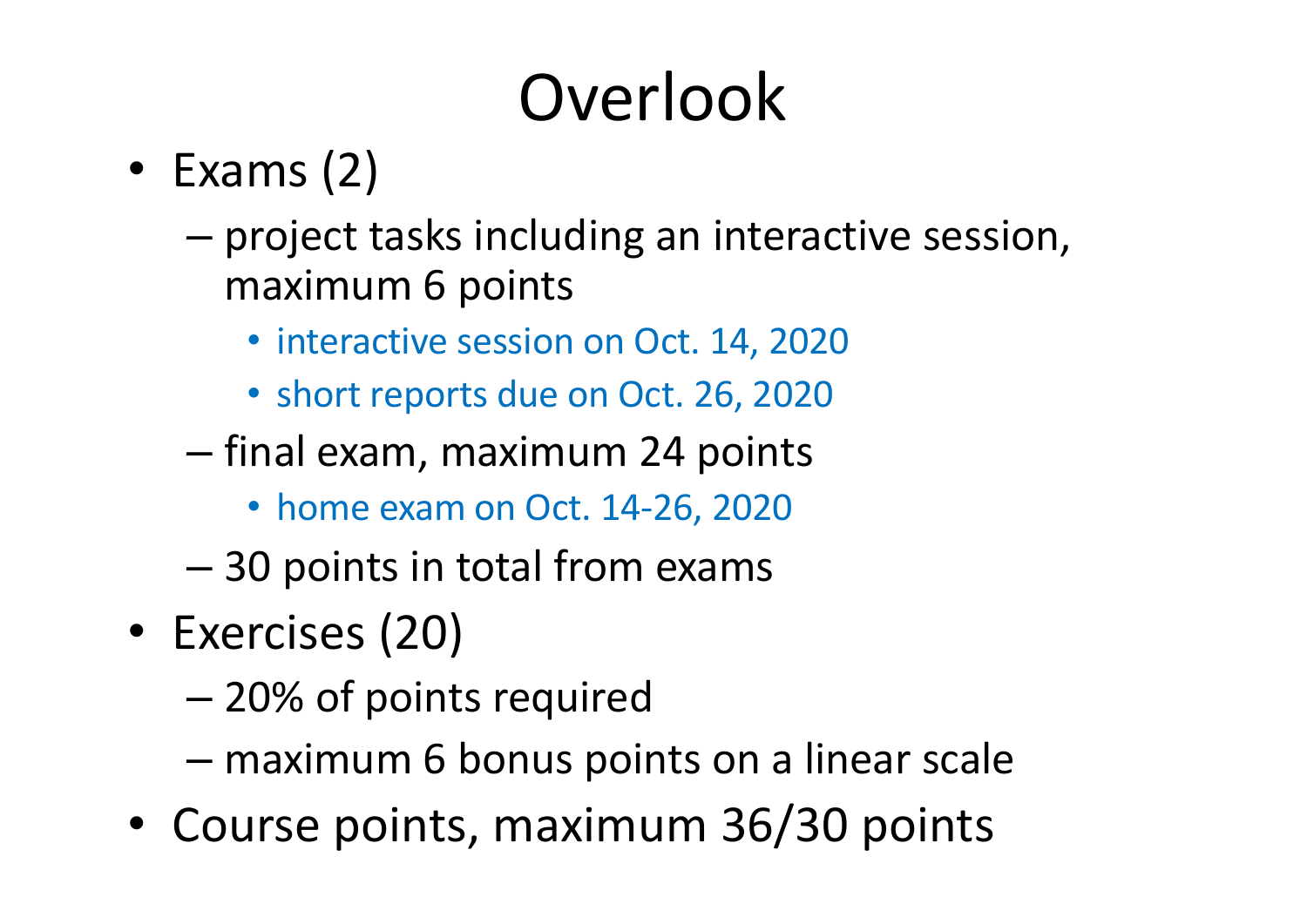# Overlook

- Exams (2)
  - project tasks including an interactive session, maximum 6 points
    - interactive session on Oct. 14, 2020
    - short reports due on Oct. 26, 2020
  - final exam, maximum 24 points
    - home exam on Oct. 14-26, 2020
  - 30 points in total from exams
- Exercises (20)
  - 20% of points required
  - maximum 6 bonus points on a linear scale
- Course points, maximum 36/30 points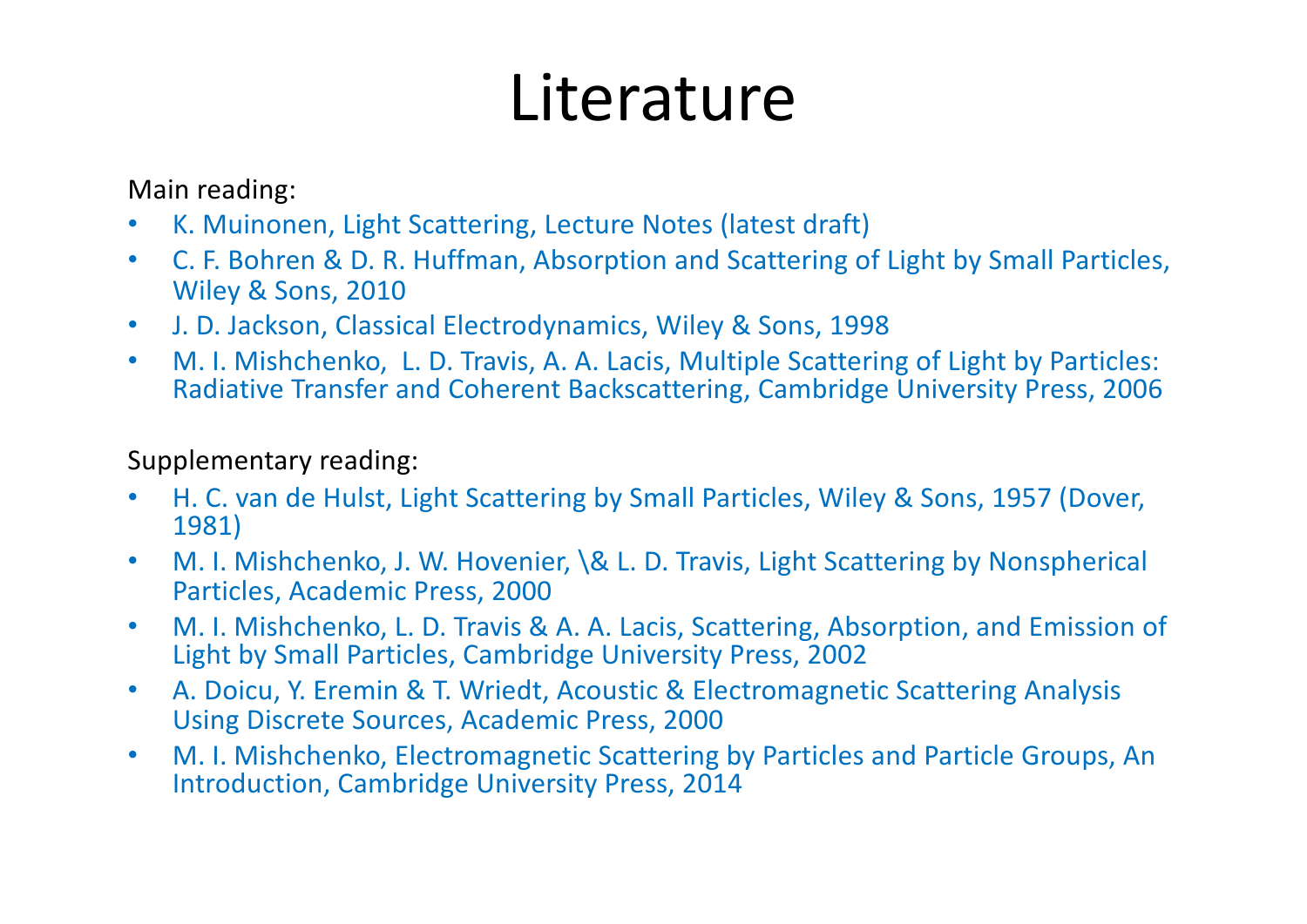# Literature

Main reading:

- K. Muinonen, Light Scattering, Lecture Notes (latest draft)
- C. F. Bohren & D. R. Huffman, Absorption and Scattering of Light by Small Particles, Wiley & Sons, 2010
- J. D. Jackson, Classical Electrodynamics, Wiley & Sons, 1998
- M. I. Mishchenko, L. D. Travis, A. A. Lacis, Multiple Scattering of Light by Particles: Radiative Transfer and Coherent Backscattering, Cambridge University Press, 2006

Supplementary reading:

- H. C. van de Hulst, Light Scattering by Small Particles, Wiley & Sons, 1957 (Dover, 1981)
- M. I. Mishchenko, J. W. Hovenier, \& L. D. Travis, Light Scattering by Nonspherical Particles, Academic Press, 2000
- M. I. Mishchenko, L. D. Travis & A. A. Lacis, Scattering, Absorption, and Emission of Light by Small Particles, Cambridge University Press, 2002
- A. Doicu, Y. Eremin & T. Wriedt, Acoustic & Electromagnetic Scattering Analysis Using Discrete Sources, Academic Press, 2000
- M. I. Mishchenko, Electromagnetic Scattering by Particles and Particle Groups, An Introduction, Cambridge University Press, 2014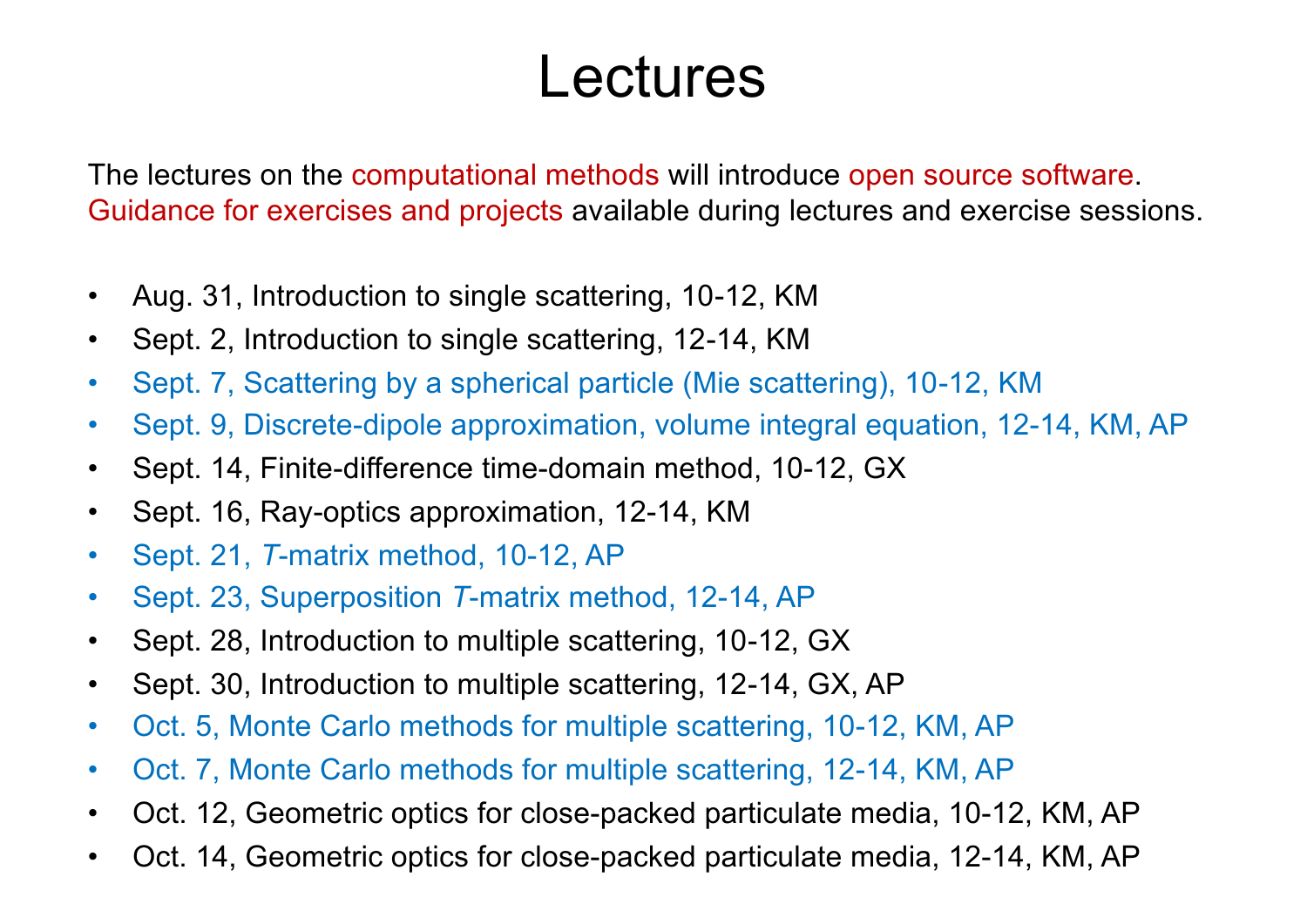# Lectures

The lectures on the computational methods will introduce open source software. Guidance for exercises and projects available during lectures and exercise sessions.

- Aug. 31, Introduction to single scattering, 10-12, KM
- Sept. 2, Introduction to single scattering, 12-14, KM
- Sept. 7, Scattering by a spherical particle (Mie scattering), 10-12, KM
- Sept. 9, Discrete-dipole approximation, volume integral equation, 12-14, KM, AP
- Sept. 14, Finite-difference time-domain method, 10-12, GX
- Sept. 16, Ray-optics approximation, 12-14, KM
- Sept. 21, *T*-matrix method, 10-12, AP
- Sept. 23, Superposition *T*-matrix method, 12-14, AP
- Sept. 28, Introduction to multiple scattering, 10-12, GX
- Sept. 30, Introduction to multiple scattering, 12-14, GX, AP
- Oct. 5, Monte Carlo methods for multiple scattering, 10-12, KM, AP
- Oct. 7, Monte Carlo methods for multiple scattering, 12-14, KM, AP
- Oct. 12, Geometric optics for close-packed particulate media, 10-12, KM, AP
- Oct. 14, Geometric optics for close-packed particulate media, 12-14, KM, AP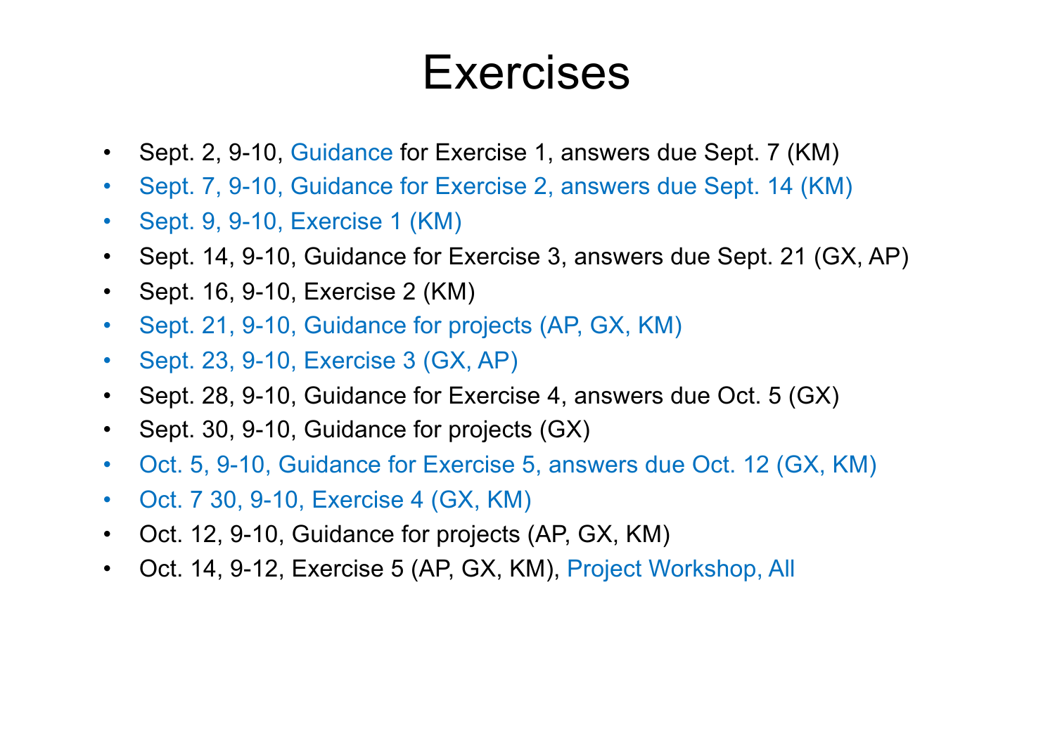# Exercises

- Sept. 2, 9-10, Guidance for Exercise 1, answers due Sept. 7 (KM)
- Sept. 7, 9-10, Guidance for Exercise 2, answers due Sept. 14 (KM)
- Sept. 9, 9-10, Exercise 1 (KM)
- Sept. 14, 9-10, Guidance for Exercise 3, answers due Sept. 21 (GX, AP)
- Sept. 16, 9-10, Exercise 2 (KM)
- Sept. 21, 9-10, Guidance for projects (AP, GX, KM)
- Sept. 23, 9-10, Exercise 3 (GX, AP)
- Sept. 28, 9-10, Guidance for Exercise 4, answers due Oct. 5 (GX)
- Sept. 30, 9-10, Guidance for projects (GX)
- Oct. 5, 9-10, Guidance for Exercise 5, answers due Oct. 12 (GX, KM)
- Oct. 7 30, 9-10, Exercise 4 (GX, KM)
- Oct. 12, 9-10, Guidance for projects (AP, GX, KM)
- Oct. 14, 9-12, Exercise 5 (AP, GX, KM), Project Workshop, All